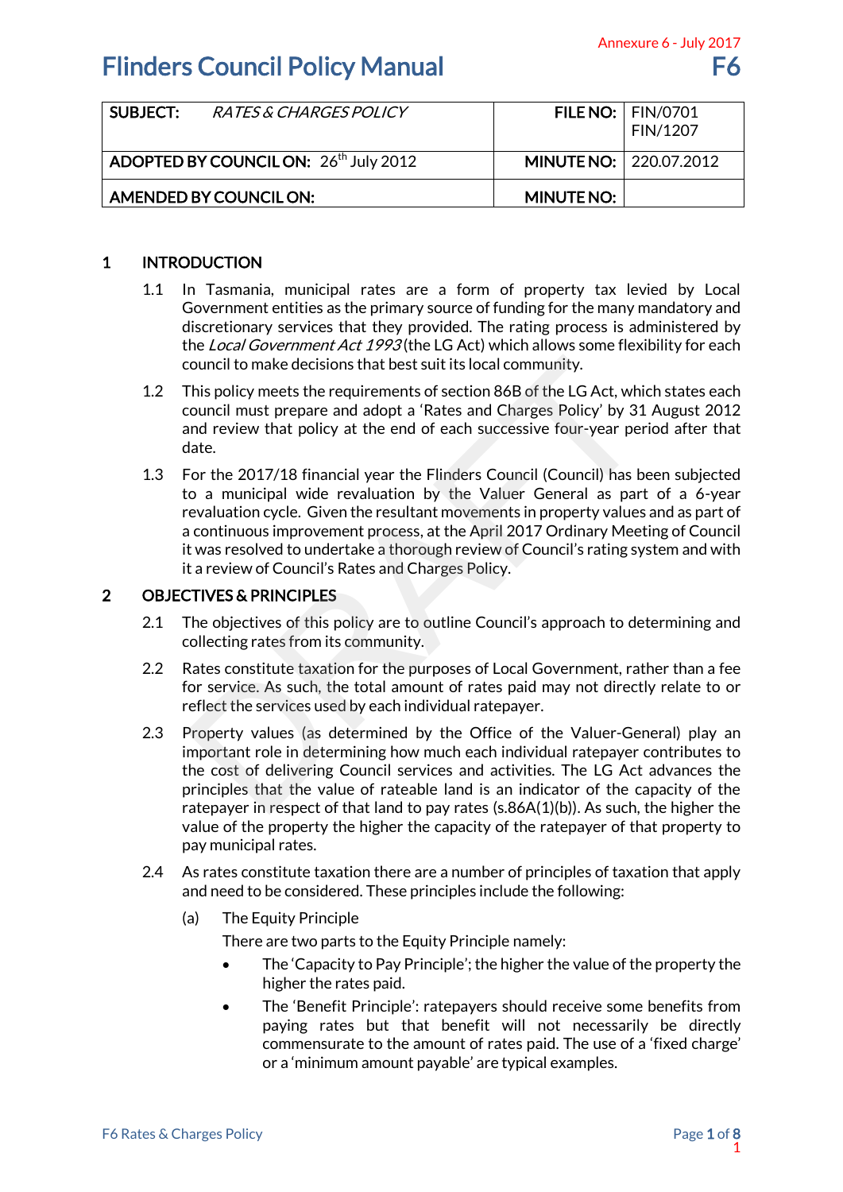Annexure 6 - July 2017

# Flinders Council Policy Manual

F6

| SUBJECT: *RATES & CHARGES POLICY* | FILE NO: | FIN/0701 FIN/1207 |
|---|---|---|
| ADOPTED BY COUNCIL ON: 26th July 2012 | MINUTE NO: | 220.07.2012 |
| AMENDED BY COUNCIL ON: | MINUTE NO: | |

## 1 INTRODUCTION

1.1 In Tasmania, municipal rates are a form of property tax levied by Local Government entities as the primary source of funding for the many mandatory and discretionary services that they provided. The rating process is administered by the *Local Government Act 1993* (the LG Act) which allows some flexibility for each council to make decisions that best suit its local community.

1.2 This policy meets the requirements of section 86B of the LG Act, which states each council must prepare and adopt a 'Rates and Charges Policy' by 31 August 2012 and review that policy at the end of each successive four-year period after that date.

1.3 For the 2017/18 financial year the Flinders Council (Council) has been subjected to a municipal wide revaluation by the Valuer General as part of a 6-year revaluation cycle. Given the resultant movements in property values and as part of a continuous improvement process, at the April 2017 Ordinary Meeting of Council it was resolved to undertake a thorough review of Council's rating system and with it a review of Council's Rates and Charges Policy.

## 2 OBJECTIVES & PRINCIPLES

2.1 The objectives of this policy are to outline Council's approach to determining and collecting rates from its community.

2.2 Rates constitute taxation for the purposes of Local Government, rather than a fee for service. As such, the total amount of rates paid may not directly relate to or reflect the services used by each individual ratepayer.

2.3 Property values (as determined by the Office of the Valuer-General) play an important role in determining how much each individual ratepayer contributes to the cost of delivering Council services and activities. The LG Act advances the principles that the value of rateable land is an indicator of the capacity of the ratepayer in respect of that land to pay rates (s.86A(1)(b)). As such, the higher the value of the property the higher the capacity of the ratepayer of that property to pay municipal rates.

2.4 As rates constitute taxation there are a number of principles of taxation that apply and need to be considered. These principles include the following:

(a) The Equity Principle

There are two parts to the Equity Principle namely:

- The 'Capacity to Pay Principle'; the higher the value of the property the higher the rates paid.
- The 'Benefit Principle': ratepayers should receive some benefits from paying rates but that benefit will not necessarily be directly commensurate to the amount of rates paid. The use of a 'fixed charge' or a 'minimum amount payable' are typical examples.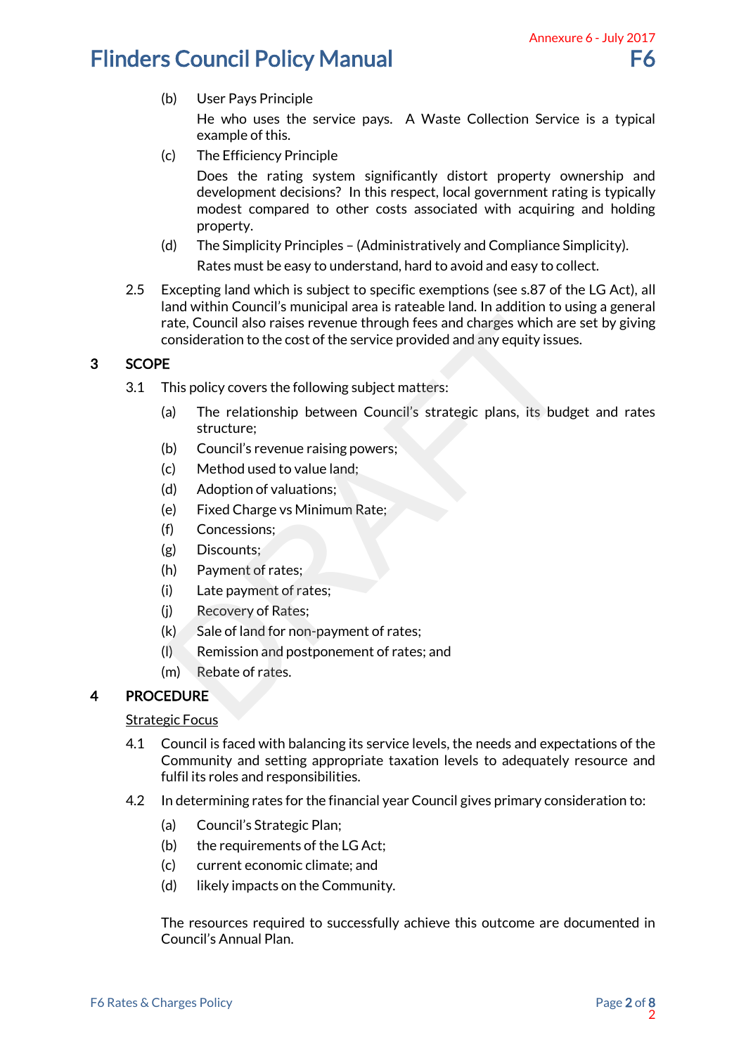(b) User Pays Principle

He who uses the service pays. A Waste Collection Service is a typical example of this.

(c) The Efficiency Principle

Does the rating system significantly distort property ownership and development decisions? In this respect, local government rating is typically modest compared to other costs associated with acquiring and holding property.

(d) The Simplicity Principles – (Administratively and Compliance Simplicity).

Rates must be easy to understand, hard to avoid and easy to collect.

2.5 Excepting land which is subject to specific exemptions (see s.87 of the LG Act), all land within Council's municipal area is rateable land. In addition to using a general rate, Council also raises revenue through fees and charges which are set by giving consideration to the cost of the service provided and any equity issues.

## 3 SCOPE

3.1 This policy covers the following subject matters:

(a) The relationship between Council's strategic plans, its budget and rates structure;

(b) Council's revenue raising powers;

(c) Method used to value land;

(d) Adoption of valuations;

(e) Fixed Charge vs Minimum Rate;

(f) Concessions;

(g) Discounts;

(h) Payment of rates;

(i) Late payment of rates;

(j) Recovery of Rates;

(k) Sale of land for non-payment of rates;

(l) Remission and postponement of rates; and

(m) Rebate of rates.

## 4 PROCEDURE

Strategic Focus

4.1 Council is faced with balancing its service levels, the needs and expectations of the Community and setting appropriate taxation levels to adequately resource and fulfil its roles and responsibilities.

4.2 In determining rates for the financial year Council gives primary consideration to:

(a) Council's Strategic Plan;

(b) the requirements of the LG Act;

(c) current economic climate; and

(d) likely impacts on the Community.

The resources required to successfully achieve this outcome are documented in Council's Annual Plan.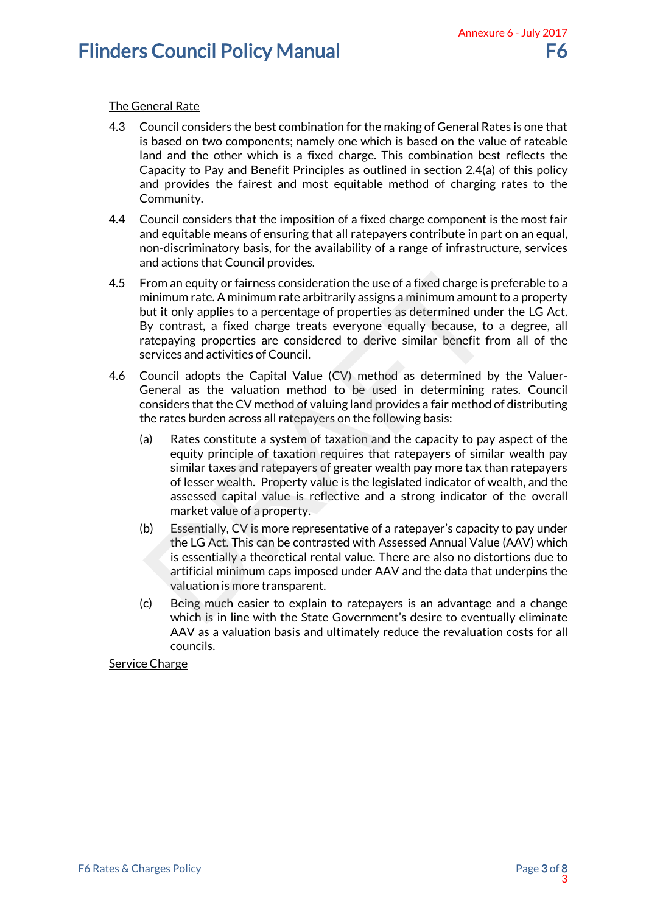The General Rate

4.3 Council considers the best combination for the making of General Rates is one that is based on two components; namely one which is based on the value of rateable land and the other which is a fixed charge. This combination best reflects the Capacity to Pay and Benefit Principles as outlined in section 2.4(a) of this policy and provides the fairest and most equitable method of charging rates to the Community.

4.4 Council considers that the imposition of a fixed charge component is the most fair and equitable means of ensuring that all ratepayers contribute in part on an equal, non-discriminatory basis, for the availability of a range of infrastructure, services and actions that Council provides.

4.5 From an equity or fairness consideration the use of a fixed charge is preferable to a minimum rate. A minimum rate arbitrarily assigns a minimum amount to a property but it only applies to a percentage of properties as determined under the LG Act. By contrast, a fixed charge treats everyone equally because, to a degree, all ratepaying properties are considered to derive similar benefit from all of the services and activities of Council.

4.6 Council adopts the Capital Value (CV) method as determined by the Valuer-General as the valuation method to be used in determining rates. Council considers that the CV method of valuing land provides a fair method of distributing the rates burden across all ratepayers on the following basis:

(a) Rates constitute a system of taxation and the capacity to pay aspect of the equity principle of taxation requires that ratepayers of similar wealth pay similar taxes and ratepayers of greater wealth pay more tax than ratepayers of lesser wealth. Property value is the legislated indicator of wealth, and the assessed capital value is reflective and a strong indicator of the overall market value of a property.

(b) Essentially, CV is more representative of a ratepayer's capacity to pay under the LG Act. This can be contrasted with Assessed Annual Value (AAV) which is essentially a theoretical rental value. There are also no distortions due to artificial minimum caps imposed under AAV and the data that underpins the valuation is more transparent.

(c) Being much easier to explain to ratepayers is an advantage and a change which is in line with the State Government's desire to eventually eliminate AAV as a valuation basis and ultimately reduce the revaluation costs for all councils.

Service Charge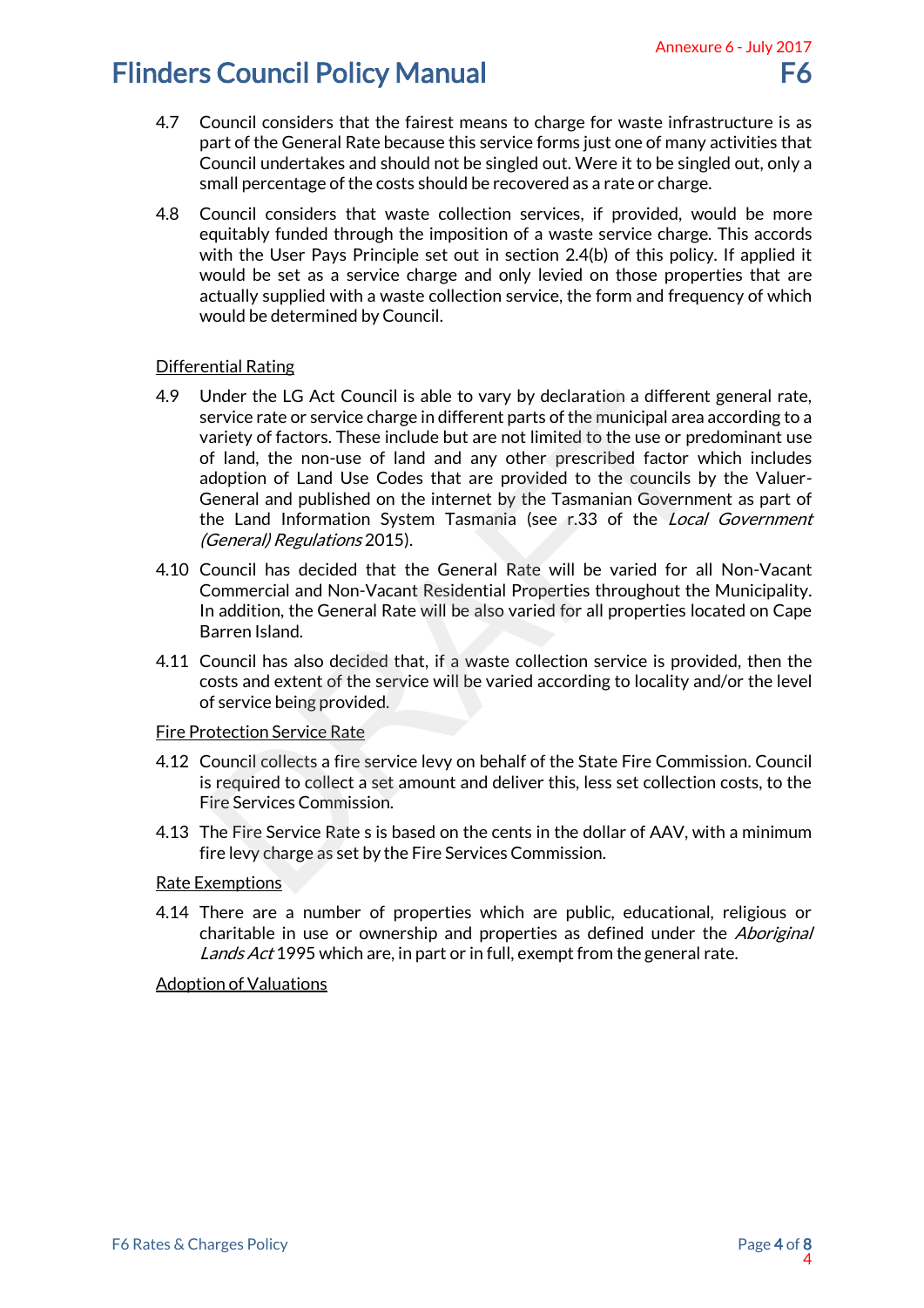4.7 Council considers that the fairest means to charge for waste infrastructure is as part of the General Rate because this service forms just one of many activities that Council undertakes and should not be singled out. Were it to be singled out, only a small percentage of the costs should be recovered as a rate or charge.

4.8 Council considers that waste collection services, if provided, would be more equitably funded through the imposition of a waste service charge. This accords with the User Pays Principle set out in section 2.4(b) of this policy. If applied it would be set as a service charge and only levied on those properties that are actually supplied with a waste collection service, the form and frequency of which would be determined by Council.

Differential Rating

4.9 Under the LG Act Council is able to vary by declaration a different general rate, service rate or service charge in different parts of the municipal area according to a variety of factors. These include but are not limited to the use or predominant use of land, the non-use of land and any other prescribed factor which includes adoption of Land Use Codes that are provided to the councils by the Valuer-General and published on the internet by the Tasmanian Government as part of the Land Information System Tasmania (see r.33 of the *Local Government (General) Regulations* 2015).

4.10 Council has decided that the General Rate will be varied for all Non-Vacant Commercial and Non-Vacant Residential Properties throughout the Municipality. In addition, the General Rate will be also varied for all properties located on Cape Barren Island.

4.11 Council has also decided that, if a waste collection service is provided, then the costs and extent of the service will be varied according to locality and/or the level of service being provided.

Fire Protection Service Rate

4.12 Council collects a fire service levy on behalf of the State Fire Commission. Council is required to collect a set amount and deliver this, less set collection costs, to the Fire Services Commission.

4.13 The Fire Service Rate s is based on the cents in the dollar of AAV, with a minimum fire levy charge as set by the Fire Services Commission.

Rate Exemptions

4.14 There are a number of properties which are public, educational, religious or charitable in use or ownership and properties as defined under the *Aboriginal Lands Act* 1995 which are, in part or in full, exempt from the general rate.

Adoption of Valuations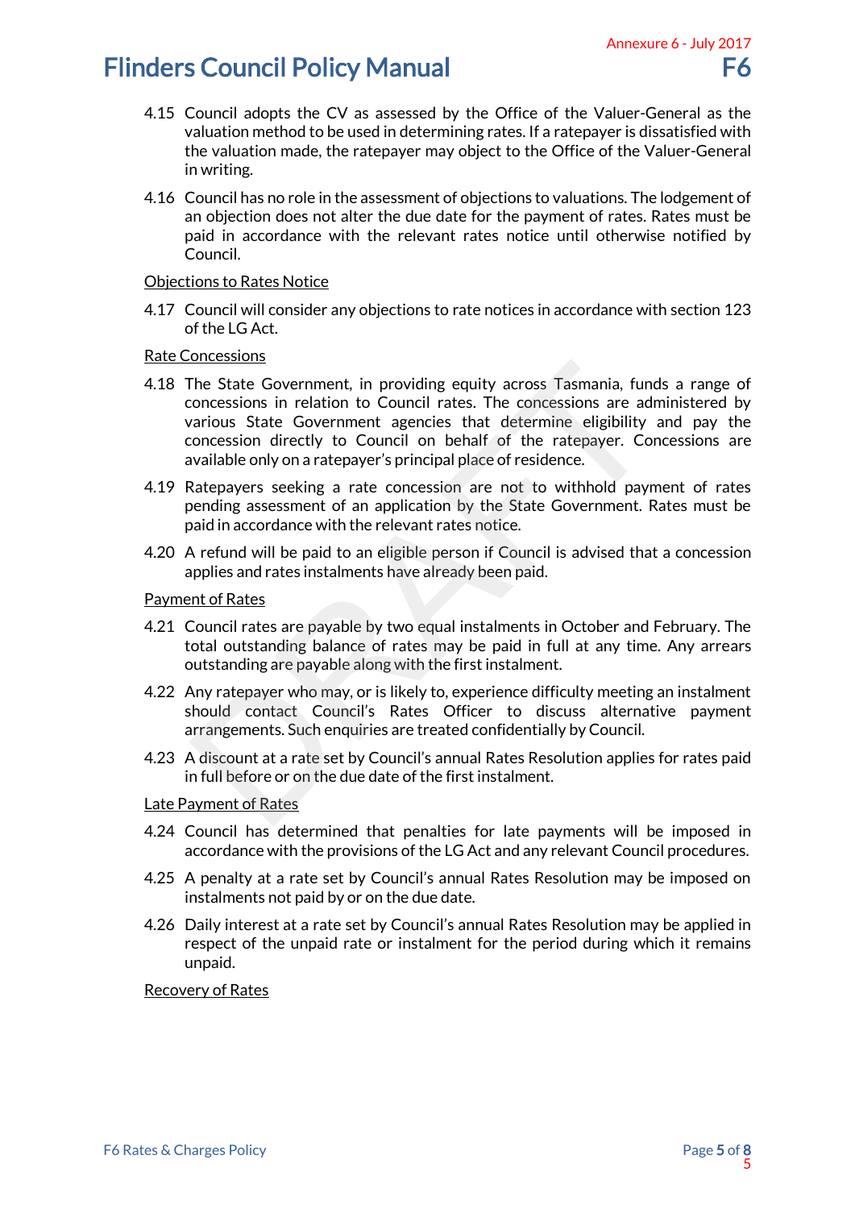4.15 Council adopts the CV as assessed by the Office of the Valuer-General as the valuation method to be used in determining rates. If a ratepayer is dissatisfied with the valuation made, the ratepayer may object to the Office of the Valuer-General in writing.

4.16 Council has no role in the assessment of objections to valuations. The lodgement of an objection does not alter the due date for the payment of rates. Rates must be paid in accordance with the relevant rates notice until otherwise notified by Council.

Objections to Rates Notice

4.17 Council will consider any objections to rate notices in accordance with section 123 of the LG Act.

Rate Concessions

4.18 The State Government, in providing equity across Tasmania, funds a range of concessions in relation to Council rates. The concessions are administered by various State Government agencies that determine eligibility and pay the concession directly to Council on behalf of the ratepayer. Concessions are available only on a ratepayer's principal place of residence.

4.19 Ratepayers seeking a rate concession are not to withhold payment of rates pending assessment of an application by the State Government. Rates must be paid in accordance with the relevant rates notice.

4.20 A refund will be paid to an eligible person if Council is advised that a concession applies and rates instalments have already been paid.

Payment of Rates

4.21 Council rates are payable by two equal instalments in October and February. The total outstanding balance of rates may be paid in full at any time. Any arrears outstanding are payable along with the first instalment.

4.22 Any ratepayer who may, or is likely to, experience difficulty meeting an instalment should contact Council's Rates Officer to discuss alternative payment arrangements. Such enquiries are treated confidentially by Council.

4.23 A discount at a rate set by Council's annual Rates Resolution applies for rates paid in full before or on the due date of the first instalment.

Late Payment of Rates

4.24 Council has determined that penalties for late payments will be imposed in accordance with the provisions of the LG Act and any relevant Council procedures.

4.25 A penalty at a rate set by Council's annual Rates Resolution may be imposed on instalments not paid by or on the due date.

4.26 Daily interest at a rate set by Council's annual Rates Resolution may be applied in respect of the unpaid rate or instalment for the period during which it remains unpaid.

Recovery of Rates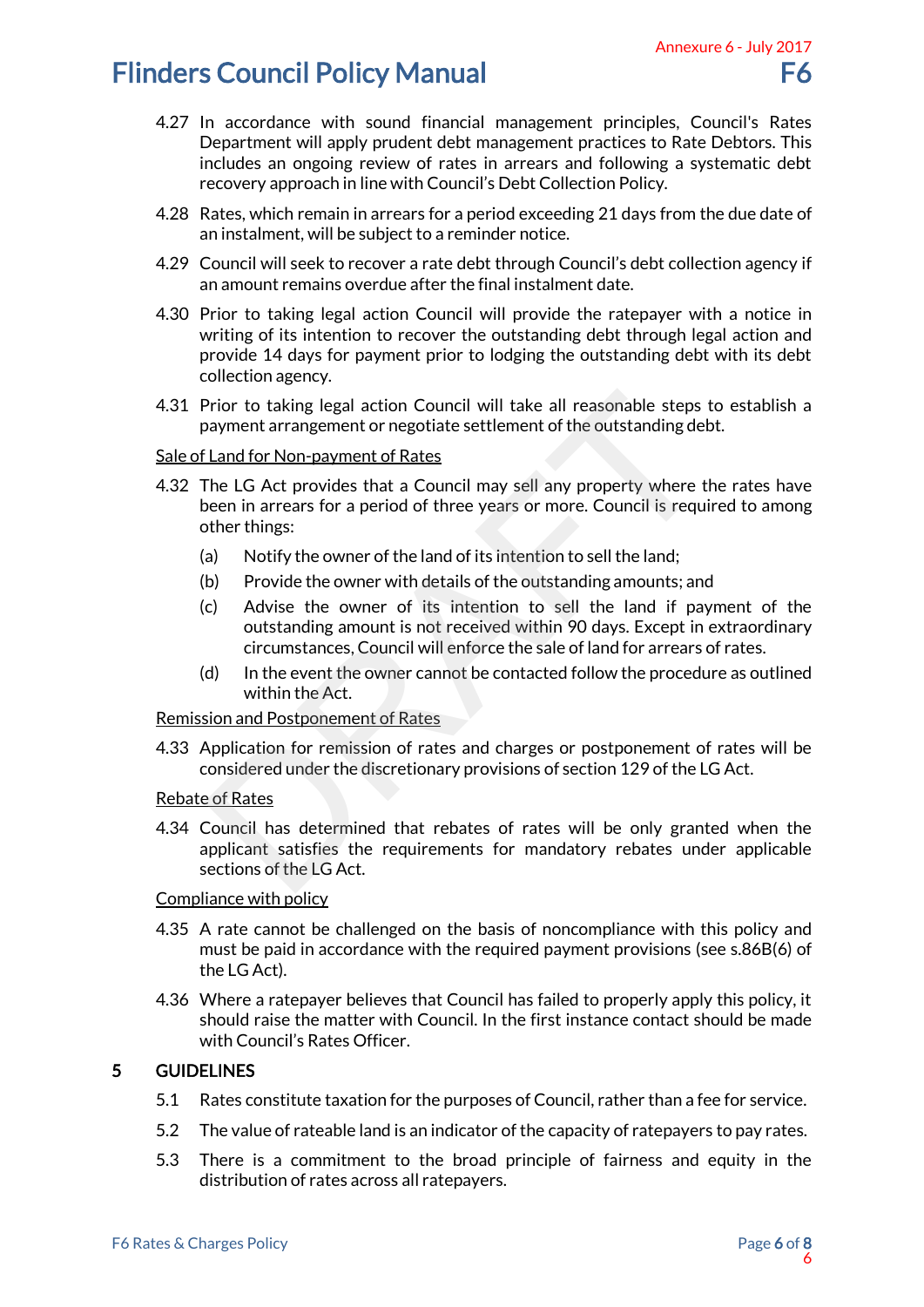4.27 In accordance with sound financial management principles, Council's Rates Department will apply prudent debt management practices to Rate Debtors. This includes an ongoing review of rates in arrears and following a systematic debt recovery approach in line with Council's Debt Collection Policy.

4.28 Rates, which remain in arrears for a period exceeding 21 days from the due date of an instalment, will be subject to a reminder notice.

4.29 Council will seek to recover a rate debt through Council's debt collection agency if an amount remains overdue after the final instalment date.

4.30 Prior to taking legal action Council will provide the ratepayer with a notice in writing of its intention to recover the outstanding debt through legal action and provide 14 days for payment prior to lodging the outstanding debt with its debt collection agency.

4.31 Prior to taking legal action Council will take all reasonable steps to establish a payment arrangement or negotiate settlement of the outstanding debt.

<u>Sale of Land for Non-payment of Rates</u>

4.32 The LG Act provides that a Council may sell any property where the rates have been in arrears for a period of three years or more. Council is required to among other things:

(a) Notify the owner of the land of its intention to sell the land;

(b) Provide the owner with details of the outstanding amounts; and

(c) Advise the owner of its intention to sell the land if payment of the outstanding amount is not received within 90 days. Except in extraordinary circumstances, Council will enforce the sale of land for arrears of rates.

(d) In the event the owner cannot be contacted follow the procedure as outlined within the Act.

<u>Remission and Postponement of Rates</u>

4.33 Application for remission of rates and charges or postponement of rates will be considered under the discretionary provisions of section 129 of the LG Act.

<u>Rebate of Rates</u>

4.34 Council has determined that rebates of rates will be only granted when the applicant satisfies the requirements for mandatory rebates under applicable sections of the LG Act.

<u>Compliance with policy</u>

4.35 A rate cannot be challenged on the basis of noncompliance with this policy and must be paid in accordance with the required payment provisions (see s.86B(6) of the LG Act).

4.36 Where a ratepayer believes that Council has failed to properly apply this policy, it should raise the matter with Council. In the first instance contact should be made with Council's Rates Officer.

## 5 GUIDELINES

5.1 Rates constitute taxation for the purposes of Council, rather than a fee for service.

5.2 The value of rateable land is an indicator of the capacity of ratepayers to pay rates.

5.3 There is a commitment to the broad principle of fairness and equity in the distribution of rates across all ratepayers.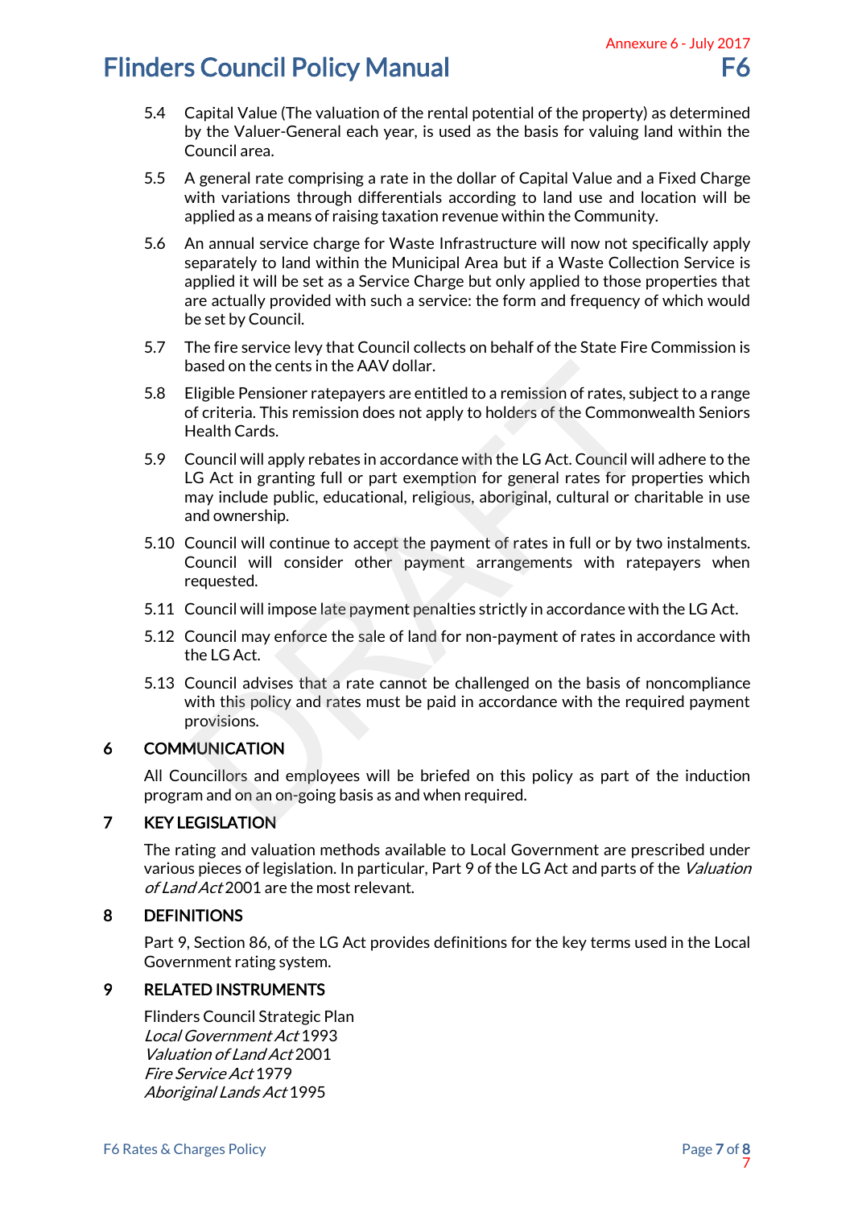5.4 Capital Value (The valuation of the rental potential of the property) as determined by the Valuer-General each year, is used as the basis for valuing land within the Council area.

5.5 A general rate comprising a rate in the dollar of Capital Value and a Fixed Charge with variations through differentials according to land use and location will be applied as a means of raising taxation revenue within the Community.

5.6 An annual service charge for Waste Infrastructure will now not specifically apply separately to land within the Municipal Area but if a Waste Collection Service is applied it will be set as a Service Charge but only applied to those properties that are actually provided with such a service: the form and frequency of which would be set by Council.

5.7 The fire service levy that Council collects on behalf of the State Fire Commission is based on the cents in the AAV dollar.

5.8 Eligible Pensioner ratepayers are entitled to a remission of rates, subject to a range of criteria. This remission does not apply to holders of the Commonwealth Seniors Health Cards.

5.9 Council will apply rebates in accordance with the LG Act. Council will adhere to the LG Act in granting full or part exemption for general rates for properties which may include public, educational, religious, aboriginal, cultural or charitable in use and ownership.

5.10 Council will continue to accept the payment of rates in full or by two instalments. Council will consider other payment arrangements with ratepayers when requested.

5.11 Council will impose late payment penalties strictly in accordance with the LG Act.

5.12 Council may enforce the sale of land for non-payment of rates in accordance with the LG Act.

5.13 Council advises that a rate cannot be challenged on the basis of noncompliance with this policy and rates must be paid in accordance with the required payment provisions.

## 6 COMMUNICATION

All Councillors and employees will be briefed on this policy as part of the induction program and on an on-going basis as and when required.

## 7 KEY LEGISLATION

The rating and valuation methods available to Local Government are prescribed under various pieces of legislation. In particular, Part 9 of the LG Act and parts of the *Valuation of Land Act* 2001 are the most relevant.

## 8 DEFINITIONS

Part 9, Section 86, of the LG Act provides definitions for the key terms used in the Local Government rating system.

## 9 RELATED INSTRUMENTS

Flinders Council Strategic Plan
*Local Government Act* 1993
*Valuation of Land Act* 2001
*Fire Service Act* 1979
*Aboriginal Lands Act* 1995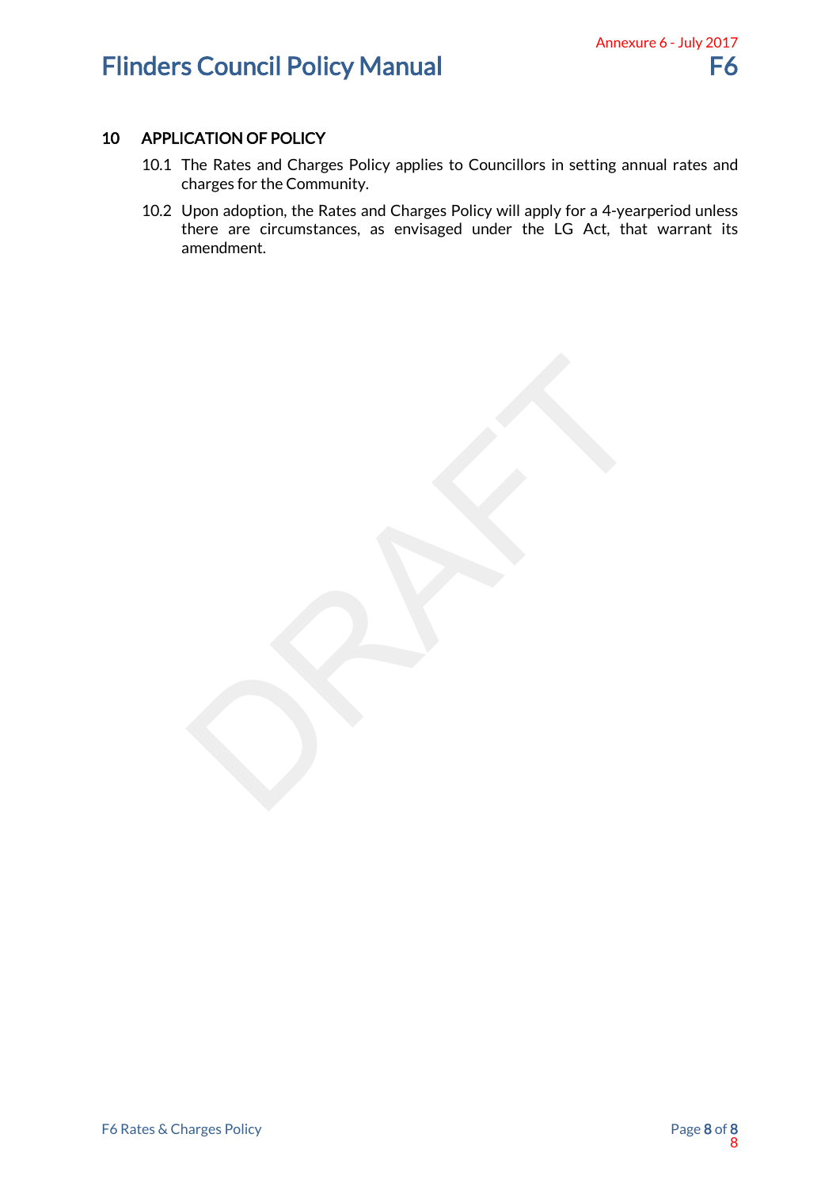## 10 APPLICATION OF POLICY

10.1 The Rates and Charges Policy applies to Councillors in setting annual rates and charges for the Community.

10.2 Upon adoption, the Rates and Charges Policy will apply for a 4-yearperiod unless there are circumstances, as envisaged under the LG Act, that warrant its amendment.